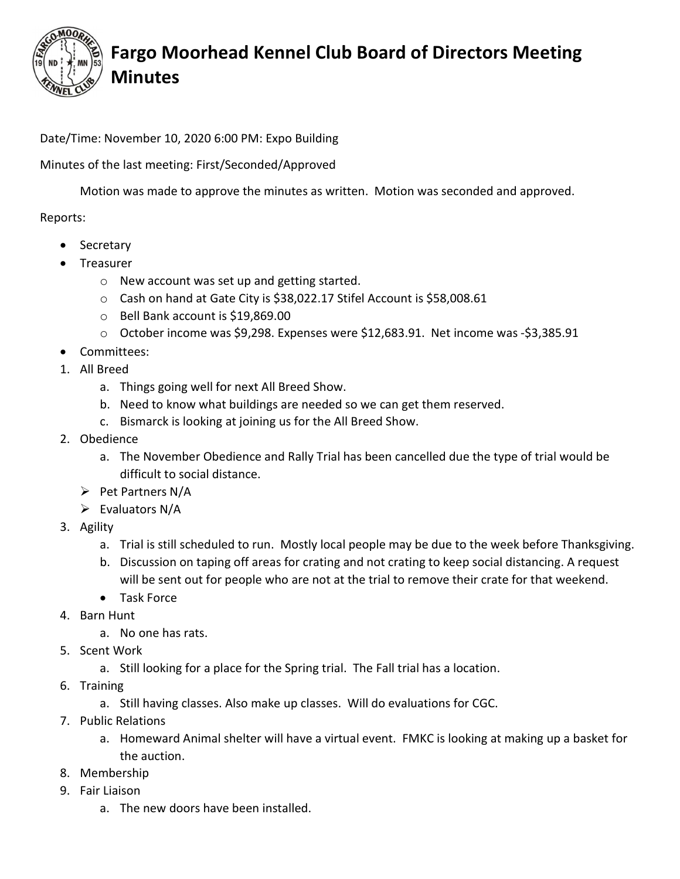# Fargo Moorhead Kennel Club Board of Directors Meeting Minutes

Date/Time: November 10, 2020 6:00 PM: Expo Building

Minutes of the last meeting: First/Seconded/Approved

Motion was made to approve the minutes as written. Motion was seconded and approved.

Reports:

- Secretary
- Treasurer
  - New account was set up and getting started.
  - Cash on hand at Gate City is $38,022.17 Stifel Account is $58,008.61
  - Bell Bank account is $19,869.00
  - October income was $9,298. Expenses were $12,683.91. Net income was -$3,385.91
- Committees:

1. All Breed
   a. Things going well for next All Breed Show.
   b. Need to know what buildings are needed so we can get them reserved.
   c. Bismarck is looking at joining us for the All Breed Show.
2. Obedience
   a. The November Obedience and Rally Trial has been cancelled due the type of trial would be difficult to social distance.
   - Pet Partners N/A
   - Evaluators N/A
3. Agility
   a. Trial is still scheduled to run. Mostly local people may be due to the week before Thanksgiving.
   b. Discussion on taping off areas for crating and not crating to keep social distancing. A request will be sent out for people who are not at the trial to remove their crate for that weekend.
   - Task Force
4. Barn Hunt
   a. No one has rats.
5. Scent Work
   a. Still looking for a place for the Spring trial. The Fall trial has a location.
6. Training
   a. Still having classes. Also make up classes. Will do evaluations for CGC.
7. Public Relations
   a. Homeward Animal shelter will have a virtual event. FMKC is looking at making up a basket for the auction.
8. Membership
9. Fair Liaison
   a. The new doors have been installed.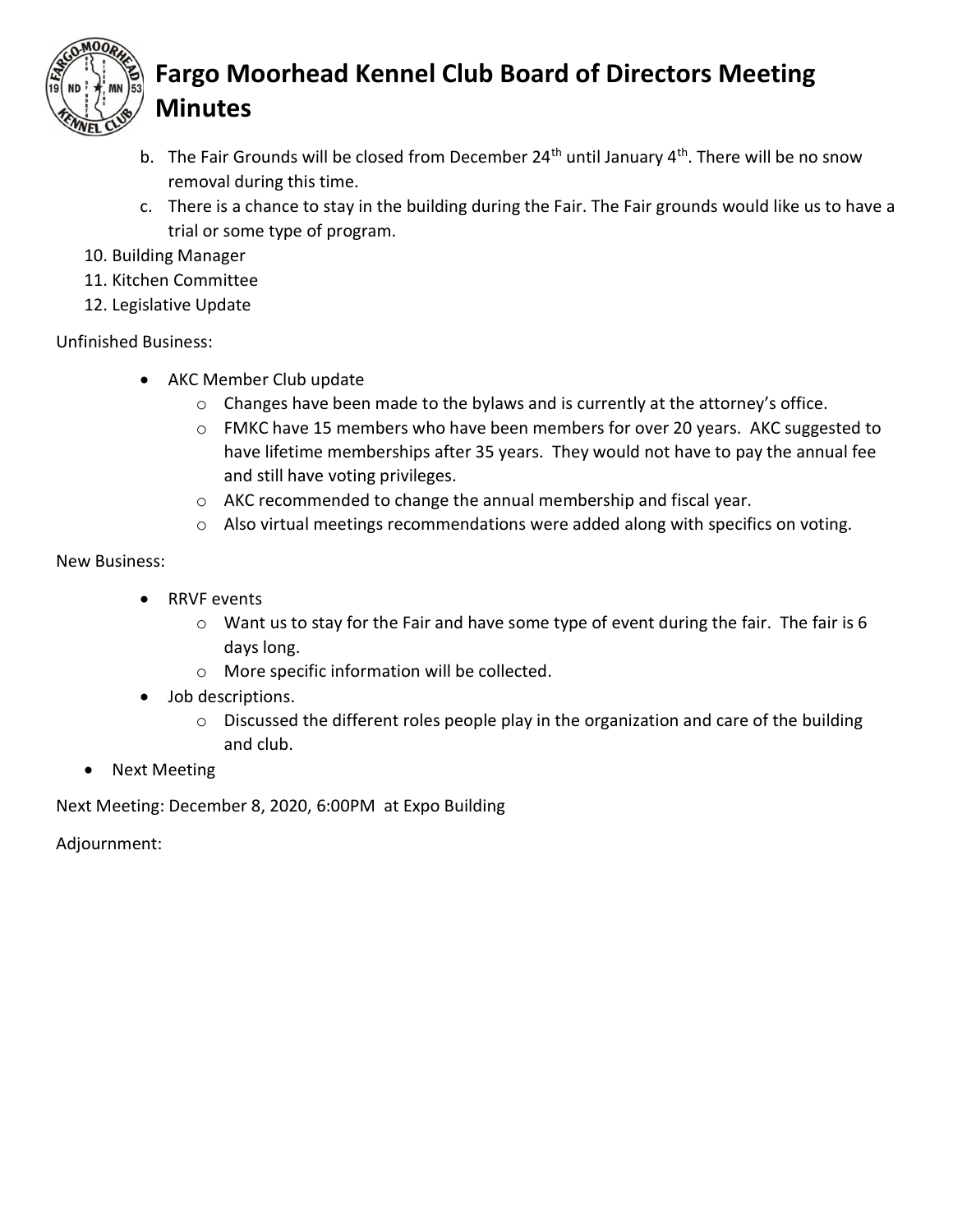b. The Fair Grounds will be closed from December 24th until January 4th. There will be no snow removal during this time.
c. There is a chance to stay in the building during the Fair. The Fair grounds would like us to have a trial or some type of program.

10. Building Manager
11. Kitchen Committee
12. Legislative Update

Unfinished Business:

- AKC Member Club update
  - Changes have been made to the bylaws and is currently at the attorney's office.
  - FMKC have 15 members who have been members for over 20 years. AKC suggested to have lifetime memberships after 35 years. They would not have to pay the annual fee and still have voting privileges.
  - AKC recommended to change the annual membership and fiscal year.
  - Also virtual meetings recommendations were added along with specifics on voting.

New Business:

- RRVF events
  - Want us to stay for the Fair and have some type of event during the fair. The fair is 6 days long.
  - More specific information will be collected.
- Job descriptions.
  - Discussed the different roles people play in the organization and care of the building and club.
- Next Meeting

Next Meeting: December 8, 2020, 6:00PM at Expo Building

Adjournment: